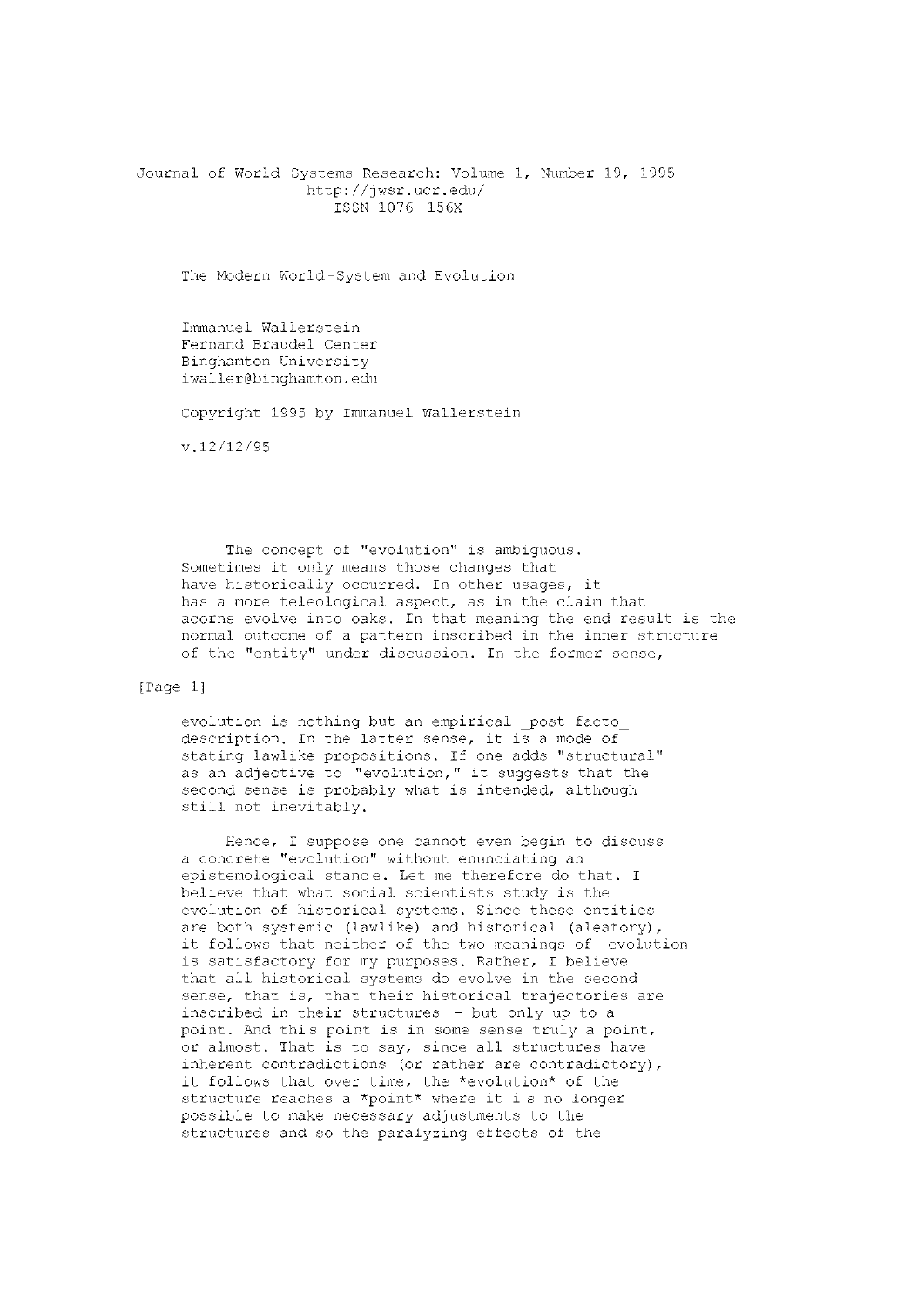Journal of World-Systems Research: Volume 1, Number 19, 1995
http://jwsr.ucr.edu/
ISSN 1076-156X

# The Modern World-System and Evolution

Immanuel Wallerstein
Fernand Braudel Center
Binghamton University
iwaller@binghamton.edu

Copyright 1995 by Immanuel Wallerstein

v.12/12/95

The concept of "evolution" is ambiguous. Sometimes it only means those changes that have historically occurred. In other usages, it has a more teleological aspect, as in the claim that acorns evolve into oaks. In that meaning the end result is the normal outcome of a pattern inscribed in the inner structure of the "entity" under discussion. In the former sense, evolution is nothing but an empirical *post facto* description. In the latter sense, it is a mode of stating lawlike propositions. If one adds "structural" as an adjective to "evolution," it suggests that the second sense is probably what is intended, although still not inevitably.

Hence, I suppose one cannot even begin to discuss a concrete "evolution" without enunciating an epistemological stance. Let me therefore do that. I believe that what social scientists study is the evolution of historical systems. Since these entities are both systemic (lawlike) and historical (aleatory), it follows that neither of the two meanings of evolution is satisfactory for my purposes. Rather, I believe that all historical systems do evolve in the second sense, that is, that their historical trajectories are inscribed in their structures - but only up to a point. And this point is in some sense truly a point, or almost. That is to say, since all structures have inherent contradictions (or rather are contradictory), it follows that over time, the *evolution* of the structure reaches a *point* where it is no longer possible to make necessary adjustments to the structures and so the paralyzing effects of the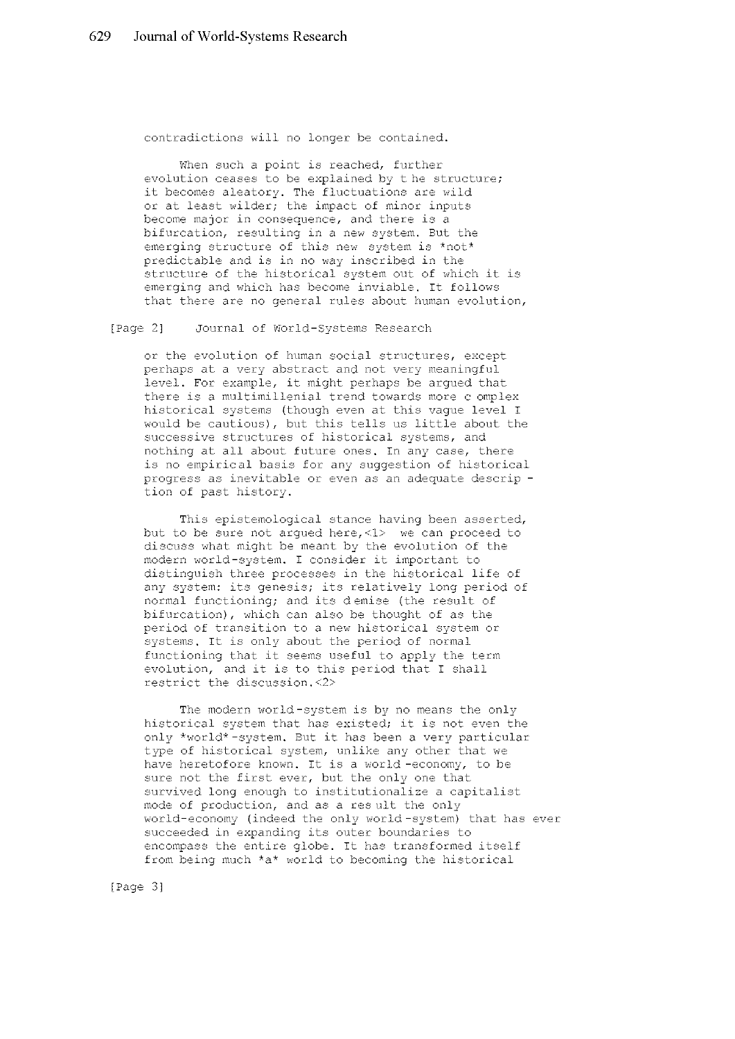contradictions will no longer be contained.

When such a point is reached, further evolution ceases to be explained by the structure; it becomes aleatory. The fluctuations are wild or at least wilder; the impact of minor inputs become major in consequence, and there is a bifurcation, resulting in a new system. But the emerging structure of this new system is *not* predictable and is in no way inscribed in the structure of the historical system out of which it is emerging and which has become inviable. It follows that there are no general rules about human evolution, or the evolution of human social structures, except perhaps at a very abstract and not very meaningful level. For example, it might perhaps be argued that there is a multimillenial trend towards more complex historical systems (though even at this vague level I would be cautious), but this tells us little about the successive structures of historical systems, and nothing at all about future ones. In any case, there is no empirical basis for any suggestion of historical progress as inevitable or even as an adequate description of past history.

This epistemological stance having been asserted, but to be sure not argued here,<1> we can proceed to discuss what might be meant by the evolution of the modern world-system. I consider it important to distinguish three processes in the historical life of any system: its genesis; its relatively long period of normal functioning; and its demise (the result of bifurcation), which can also be thought of as the period of transition to a new historical system or systems. It is only about the period of normal functioning that it seems useful to apply the term evolution, and it is to this period that I shall restrict the discussion.<2>

The modern world-system is by no means the only historical system that has existed; it is not even the only *world*-system. But it has been a very particular type of historical system, unlike any other that we have heretofore known. It is a world-economy, to be sure not the first ever, but the only one that survived long enough to institutionalize a capitalist mode of production, and as a result the only world-economy (indeed the only world-system) that has ever succeeded in expanding its outer boundaries to encompass the entire globe. It has transformed itself from being much *a* world to becoming the historical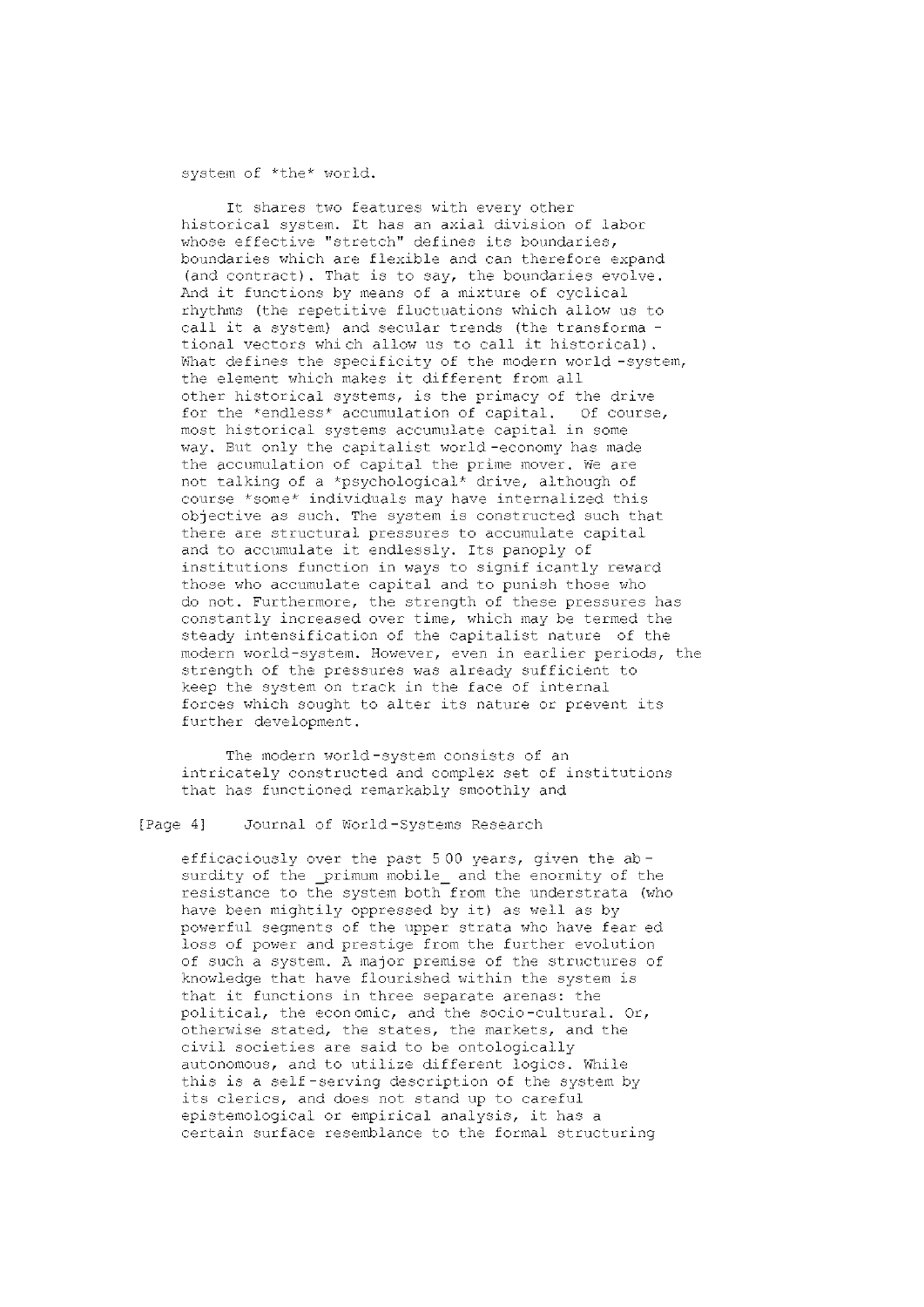system of *the* world.

It shares two features with every other historical system. It has an axial division of labor whose effective "stretch" defines its boundaries, boundaries which are flexible and can therefore expand (and contract). That is to say, the boundaries evolve. And it functions by means of a mixture of cyclical rhythms (the repetitive fluctuations which allow us to call it a system) and secular trends (the transformational vectors which allow us to call it historical). What defines the specificity of the modern world-system, the element which makes it different from all other historical systems, is the primacy of the drive for the *endless* accumulation of capital. Of course, most historical systems accumulate capital in some way. But only the capitalist world-economy has made the accumulation of capital the prime mover. We are not talking of a *psychological* drive, although of course *some* individuals may have internalized this objective as such. The system is constructed such that there are structural pressures to accumulate capital and to accumulate it endlessly. Its panoply of institutions function in ways to significantly reward those who accumulate capital and to punish those who do not. Furthermore, the strength of these pressures has constantly increased over time, which may be termed the steady intensification of the capitalist nature of the modern world-system. However, even in earlier periods, the strength of the pressures was already sufficient to keep the system on track in the face of internal forces which sought to alter its nature or prevent its further development.

The modern world-system consists of an intricately constructed and complex set of institutions that has functioned remarkably smoothly and efficaciously over the past 500 years, given the absurdity of the _primum mobile_ and the enormity of the resistance to the system both from the understrata (who have been mightily oppressed by it) as well as by powerful segments of the upper strata who have feared loss of power and prestige from the further evolution of such a system. A major premise of the structures of knowledge that have flourished within the system is that it functions in three separate arenas: the political, the economic, and the socio-cultural. Or, otherwise stated, the states, the markets, and the civil societies are said to be ontologically autonomous, and to utilize different logics. While this is a self-serving description of the system by its clerics, and does not stand up to careful epistemological or empirical analysis, it has a certain surface resemblance to the formal structuring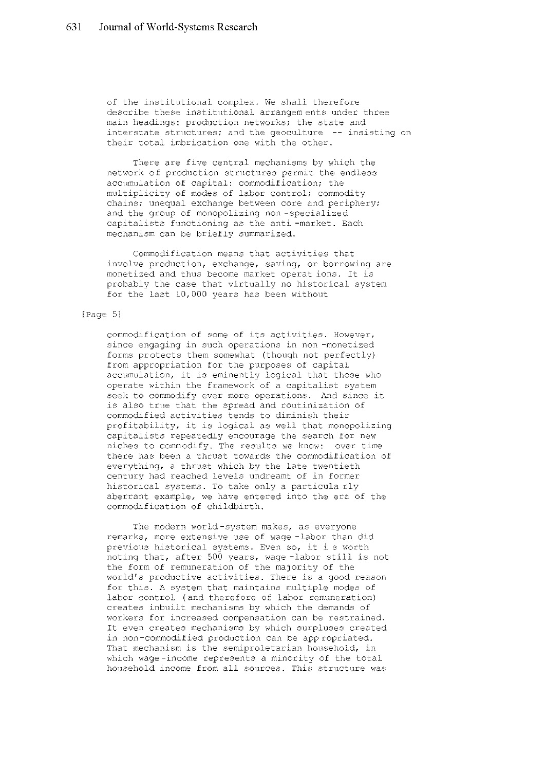of the institutional complex. We shall therefore describe these institutional arrangements under three main headings: production networks; the state and interstate structures; and the geoculture -- insisting on their total imbrication one with the other.

There are five central mechanisms by which the network of production structures permit the endless accumulation of capital: commodification; the multiplicity of modes of labor control; commodity chains; unequal exchange between core and periphery; and the group of monopolizing non-specialized capitalists functioning as the anti-market. Each mechanism can be briefly summarized.

Commodification means that activities that involve production, exchange, saving, or borrowing are monetized and thus become market operations. It is probably the case that virtually no historical system for the last 10,000 years has been without

[Page 5]

commodification of some of its activities. However, since engaging in such operations in non-monetized forms protects them somewhat (though not perfectly) from appropriation for the purposes of capital accumulation, it is eminently logical that those who operate within the framework of a capitalist system seek to commodify ever more operations. And since it is also true that the spread and routinization of commodified activities tends to diminish their profitability, it is logical as well that monopolizing capitalists repeatedly encourage the search for new niches to commodify. The results we know: over time there has been a thrust towards the commodification of everything, a thrust which by the late twentieth century had reached levels undreamt of in former historical systems. To take only a particularly aberrant example, we have entered into the era of the commodification of childbirth.

The modern world-system makes, as everyone remarks, more extensive use of wage-labor than did previous historical systems. Even so, it is worth noting that, after 500 years, wage-labor still is not the form of remuneration of the majority of the world's productive activities. There is a good reason for this. A system that maintains multiple modes of labor control (and therefore of labor remuneration) creates inbuilt mechanisms by which the demands of workers for increased compensation can be restrained. It even creates mechanisms by which surpluses created in non-commodified production can be appropriated. That mechanism is the semiproletarian household, in which wage-income represents a minority of the total household income from all sources. This structure was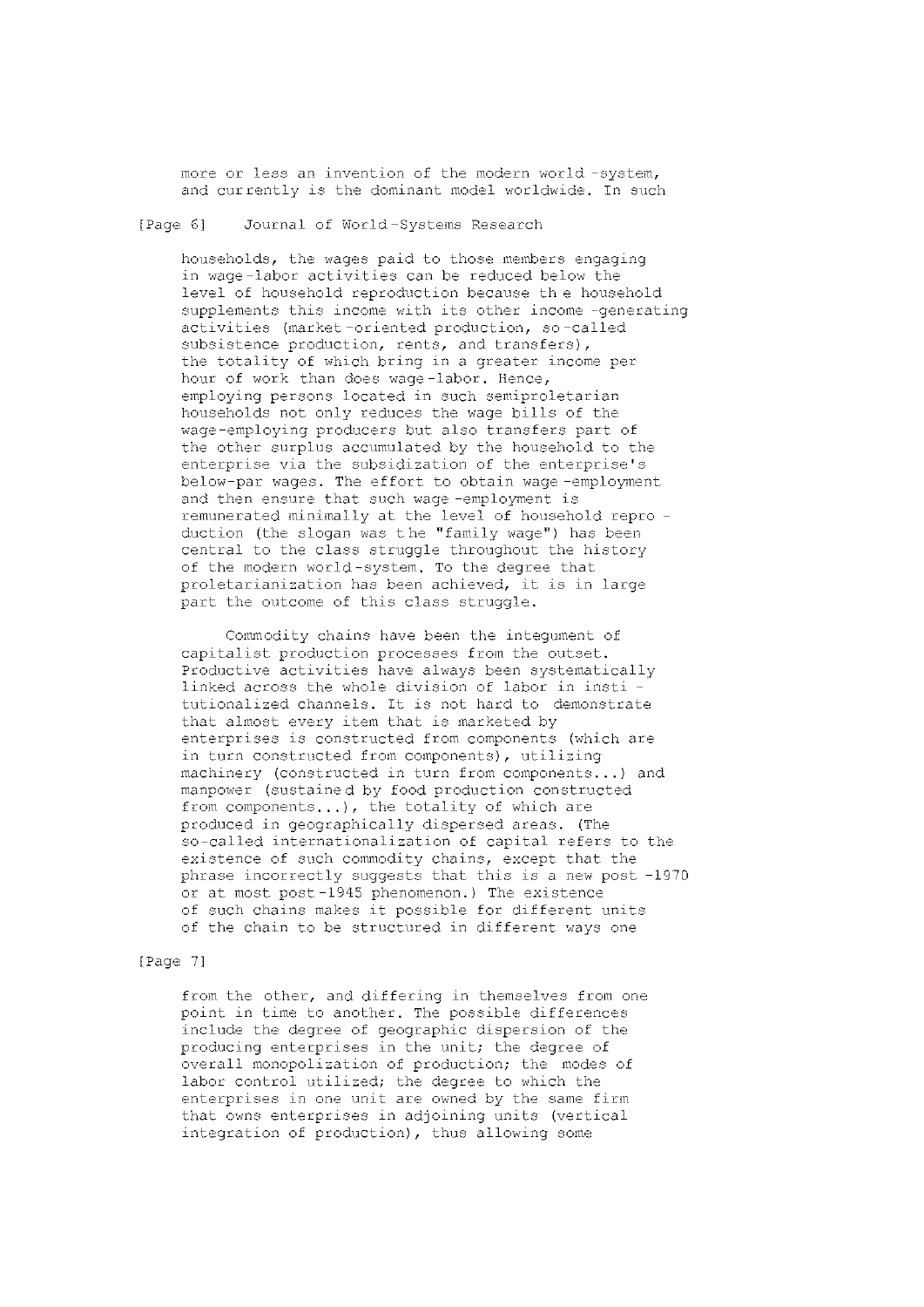more or less an invention of the modern world-system, and currently is the dominant model worldwide. In such

households, the wages paid to those members engaging in wage-labor activities can be reduced below the level of household reproduction because the household supplements this income with its other income-generating activities (market-oriented production, so-called subsistence production, rents, and transfers), the totality of which bring in a greater income per hour of work than does wage-labor. Hence, employing persons located in such semiproletarian households not only reduces the wage bills of the wage-employing producers but also transfers part of the other surplus accumulated by the household to the enterprise via the subsidization of the enterprise's below-par wages. The effort to obtain wage-employment and then ensure that such wage-employment is remunerated minimally at the level of household reproduction (the slogan was the "family wage") has been central to the class struggle throughout the history of the modern world-system. To the degree that proletarianization has been achieved, it is in large part the outcome of this class struggle.

Commodity chains have been the integument of capitalist production processes from the outset. Productive activities have always been systematically linked across the whole division of labor in institutionalized channels. It is not hard to demonstrate that almost every item that is marketed by enterprises is constructed from components (which are in turn constructed from components), utilizing machinery (constructed in turn from components...) and manpower (sustained by food production constructed from components...), the totality of which are produced in geographically dispersed areas. (The so-called internationalization of capital refers to the existence of such commodity chains, except that the phrase incorrectly suggests that this is a new post-1970 or at most post-1945 phenomenon.) The existence of such chains makes it possible for different units of the chain to be structured in different ways one

from the other, and differing in themselves from one point in time to another. The possible differences include the degree of geographic dispersion of the producing enterprises in the unit; the degree of overall monopolization of production; the modes of labor control utilized; the degree to which the enterprises in one unit are owned by the same firm that owns enterprises in adjoining units (vertical integration of production), thus allowing some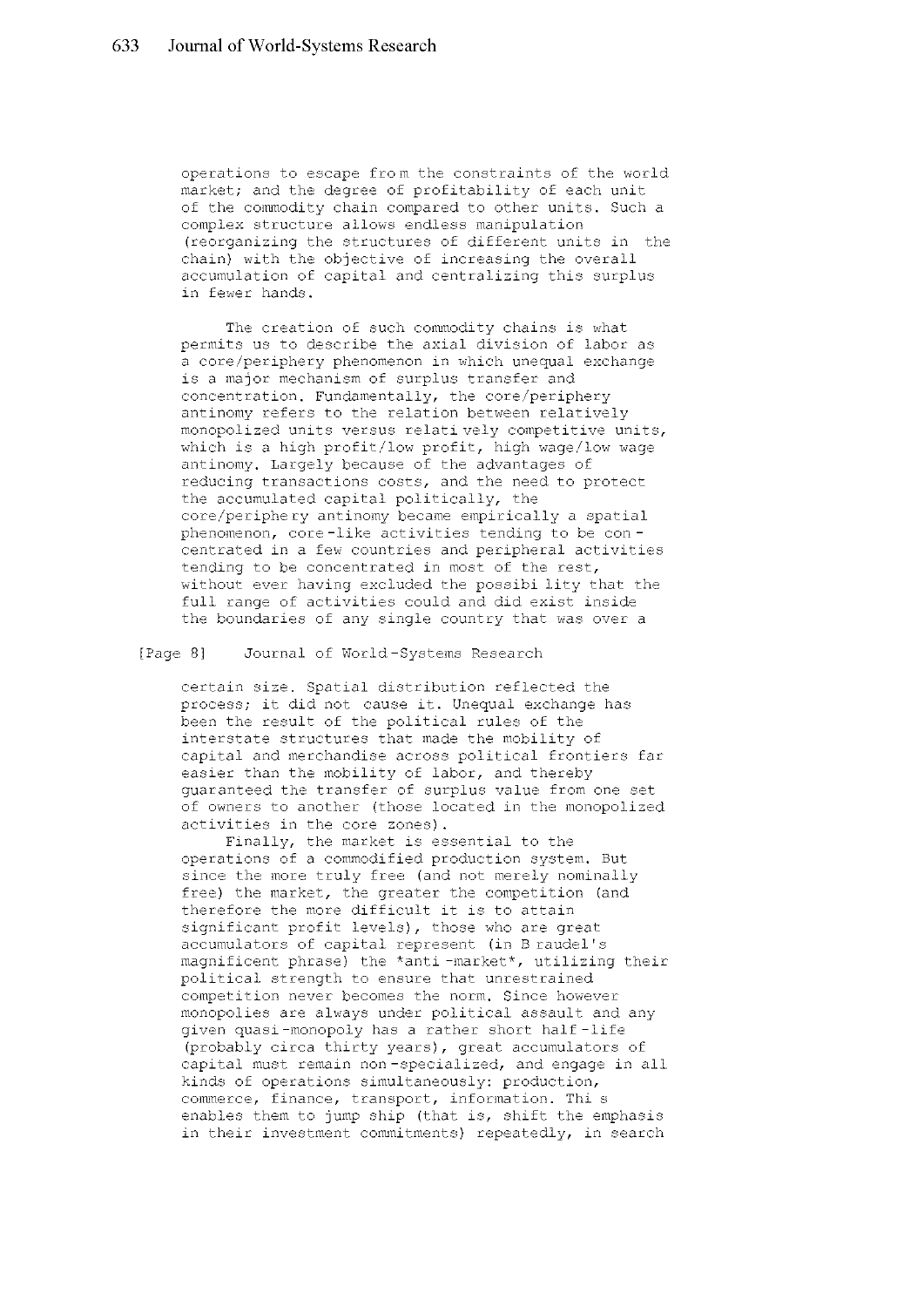operations to escape from the constraints of the world market; and the degree of profitability of each unit of the commodity chain compared to other units. Such a complex structure allows endless manipulation (reorganizing the structures of different units in the chain) with the objective of increasing the overall accumulation of capital and centralizing this surplus in fewer hands.

The creation of such commodity chains is what permits us to describe the axial division of labor as a core/periphery phenomenon in which unequal exchange is a major mechanism of surplus transfer and concentration. Fundamentally, the core/periphery antinomy refers to the relation between relatively monopolized units versus relatively competitive units, which is a high profit/low profit, high wage/low wage antinomy. Largely because of the advantages of reducing transactions costs, and the need to protect the accumulated capital politically, the core/periphery antinomy became empirically a spatial phenomenon, core-like activities tending to be concentrated in a few countries and peripheral activities tending to be concentrated in most of the rest, without ever having excluded the possibility that the full range of activities could and did exist inside the boundaries of any single country that was over a

[Page 8]

certain size. Spatial distribution reflected the process; it did not cause it. Unequal exchange has been the result of the political rules of the interstate structures that made the mobility of capital and merchandise across political frontiers far easier than the mobility of labor, and thereby guaranteed the transfer of surplus value from one set of owners to another (those located in the monopolized activities in the core zones).

Finally, the market is essential to the operations of a commodified production system. But since the more truly free (and not merely nominally free) the market, the greater the competition (and therefore the more difficult it is to attain significant profit levels), those who are great accumulators of capital represent (in Braudel's magnificent phrase) the *anti-market*, utilizing their political strength to ensure that unrestrained competition never becomes the norm. Since however monopolies are always under political assault and any given quasi-monopoly has a rather short half-life (probably circa thirty years), great accumulators of capital must remain non-specialized, and engage in all kinds of operations simultaneously: production, commerce, finance, transport, information. This enables them to jump ship (that is, shift the emphasis in their investment commitments) repeatedly, in search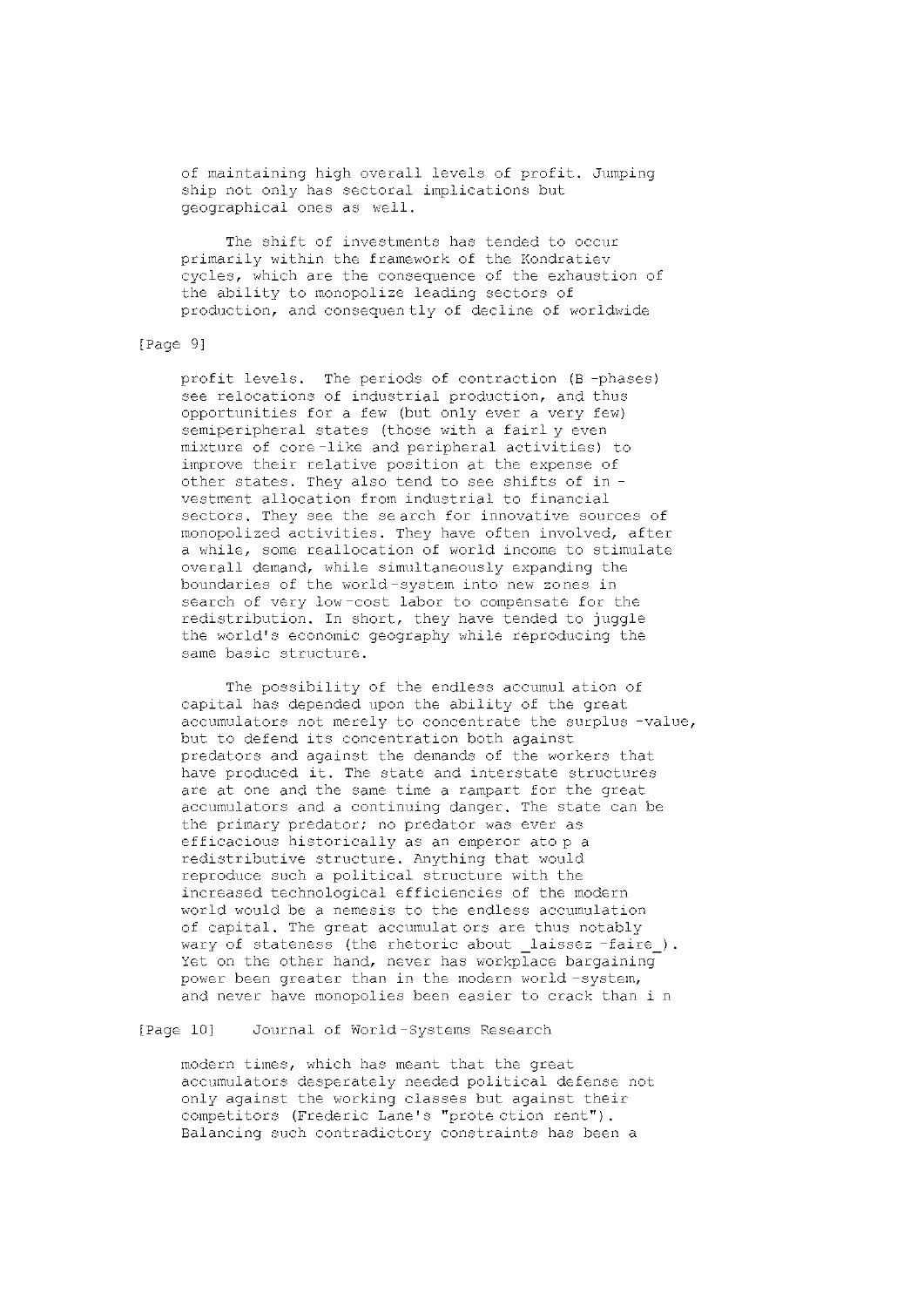of maintaining high overall levels of profit. Jumping ship not only has sectoral implications but geographical ones as well.

The shift of investments has tended to occur primarily within the framework of the Kondratiev cycles, which are the consequence of the exhaustion of the ability to monopolize leading sectors of production, and consequently of decline of worldwide profit levels. The periods of contraction (B-phases) see relocations of industrial production, and thus opportunities for a few (but only ever a very few) semiperipheral states (those with a fairly even mixture of core-like and peripheral activities) to improve their relative position at the expense of other states. They also tend to see shifts of investment allocation from industrial to financial sectors. They see the search for innovative sources of monopolized activities. They have often involved, after a while, some reallocation of world income to stimulate overall demand, while simultaneously expanding the boundaries of the world-system into new zones in search of very low-cost labor to compensate for the redistribution. In short, they have tended to juggle the world's economic geography while reproducing the same basic structure.

The possibility of the endless accumulation of capital has depended upon the ability of the great accumulators not merely to concentrate the surplus-value, but to defend its concentration both against predators and against the demands of the workers that have produced it. The state and interstate structures are at one and the same time a rampart for the great accumulators and a continuing danger. The state can be the primary predator; no predator was ever as efficacious historically as an emperor atop a redistributive structure. Anything that would reproduce such a political structure with the increased technological efficiencies of the modern world would be a nemesis to the endless accumulation of capital. The great accumulators are thus notably wary of stateness (the rhetoric about *laissez-faire*). Yet on the other hand, never has workplace bargaining power been greater than in the modern world-system, and never have monopolies been easier to crack than in modern times, which has meant that the great accumulators desperately needed political defense not only against the working classes but against their competitors (Frederic Lane's "protection rent"). Balancing such contradictory constraints has been a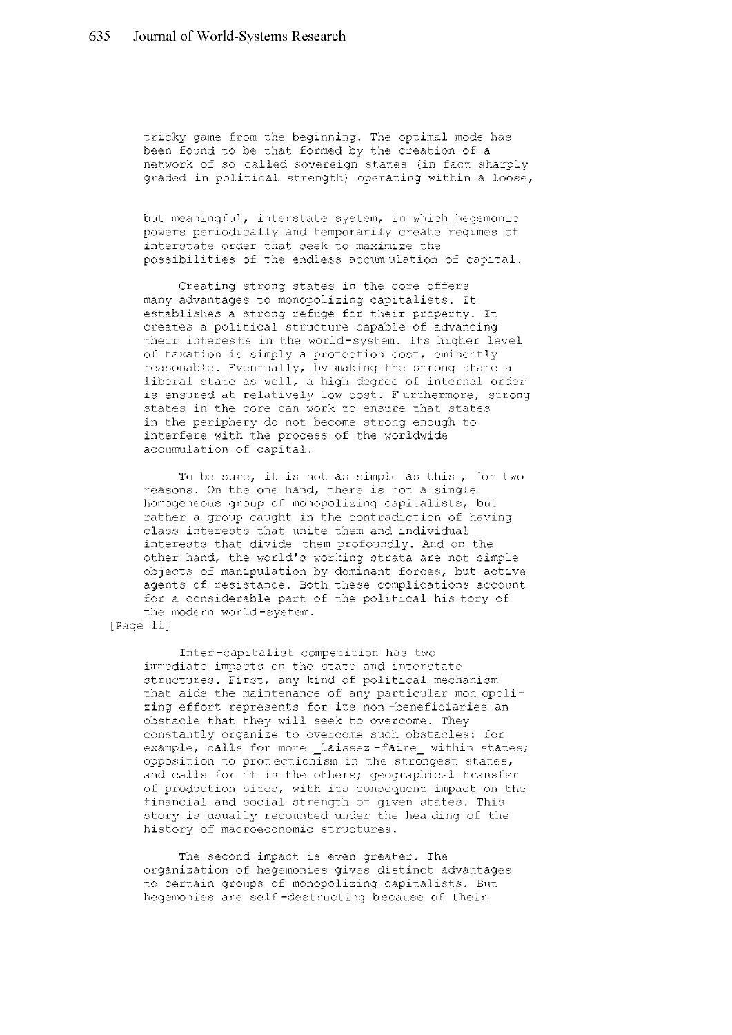tricky game from the beginning. The optimal mode has been found to be that formed by the creation of a network of so-called sovereign states (in fact sharply graded in political strength) operating within a loose, but meaningful, interstate system, in which hegemonic powers periodically and temporarily create regimes of interstate order that seek to maximize the possibilities of the endless accumulation of capital.

Creating strong states in the core offers many advantages to monopolizing capitalists. It establishes a strong refuge for their property. It creates a political structure capable of advancing their interests in the world-system. Its higher level of taxation is simply a protection cost, eminently reasonable. Eventually, by making the strong state a liberal state as well, a high degree of internal order is ensured at relatively low cost. Furthermore, strong states in the core can work to ensure that states in the periphery do not become strong enough to interfere with the process of the worldwide accumulation of capital.

To be sure, it is not as simple as this, for two reasons. On the one hand, there is not a single homogeneous group of monopolizing capitalists, but rather a group caught in the contradiction of having class interests that unite them and individual interests that divide them profoundly. And on the other hand, the world's working strata are not simple objects of manipulation by dominant forces, but active agents of resistance. Both these complications account for a considerable part of the political history of the modern world-system.

[Page 11]

Inter-capitalist competition has two immediate impacts on the state and interstate structures. First, any kind of political mechanism that aids the maintenance of any particular monopolizing effort represents for its non-beneficiaries an obstacle that they will seek to overcome. They constantly organize to overcome such obstacles: for example, calls for more _laissez-faire_ within states; opposition to protectionism in the strongest states, and calls for it in the others; geographical transfer of production sites, with its consequent impact on the financial and social strength of given states. This story is usually recounted under the heading of the history of macroeconomic structures.

The second impact is even greater. The organization of hegemonies gives distinct advantages to certain groups of monopolizing capitalists. But hegemonies are self-destructing because of their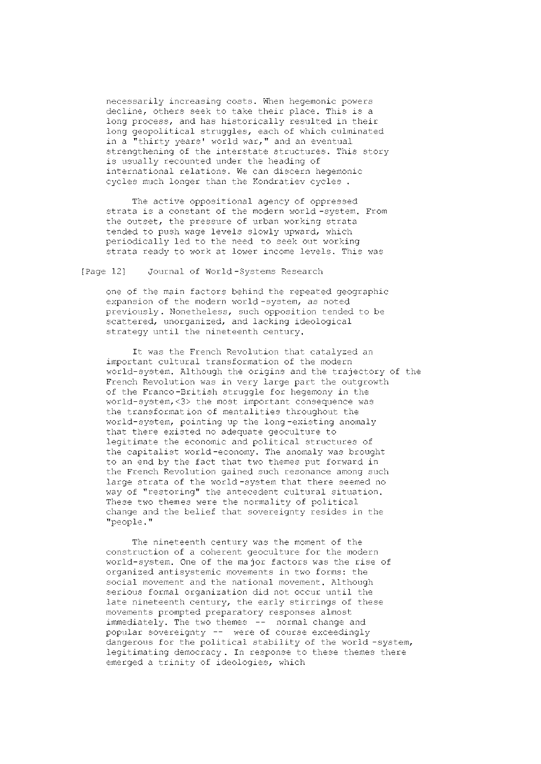necessarily increasing costs. When hegemonic powers decline, others seek to take their place. This is a long process, and has historically resulted in their long geopolitical struggles, each of which culminated in a "thirty years' world war," and an eventual strengthening of the interstate structures. This story is usually recounted under the heading of international relations. We can discern hegemonic cycles much longer than the Kondratiev cycles .

The active oppositional agency of oppressed strata is a constant of the modern world-system. From the outset, the pressure of urban working strata tended to push wage levels slowly upward, which periodically led to the need to seek out working strata ready to work at lower income levels. This was one of the main factors behind the repeated geographic expansion of the modern world-system, as noted previously. Nonetheless, such opposition tended to be scattered, unorganized, and lacking ideological strategy until the nineteenth century.

It was the French Revolution that catalyzed an important cultural transformation of the modern world-system. Although the origins and the trajectory of the French Revolution was in very large part the outgrowth of the Franco-British struggle for hegemony in the world-system,<3> the most important consequence was the transformation of mentalities throughout the world-system, pointing up the long-existing anomaly that there existed no adequate geoculture to legitimate the economic and political structures of the capitalist world-economy. The anomaly was brought to an end by the fact that two themes put forward in the French Revolution gained such resonance among such large strata of the world-system that there seemed no way of "restoring" the antecedent cultural situation. These two themes were the normality of political change and the belief that sovereignty resides in the "people."

The nineteenth century was the moment of the construction of a coherent geoculture for the modern world-system. One of the major factors was the rise of organized antisystemic movements in two forms: the social movement and the national movement. Although serious formal organization did not occur until the late nineteenth century, the early stirrings of these movements prompted preparatory responses almost immediately. The two themes -- normal change and popular sovereignty -- were of course exceedingly dangerous for the political stability of the world-system, legitimating democracy. In response to these themes there emerged a trinity of ideologies, which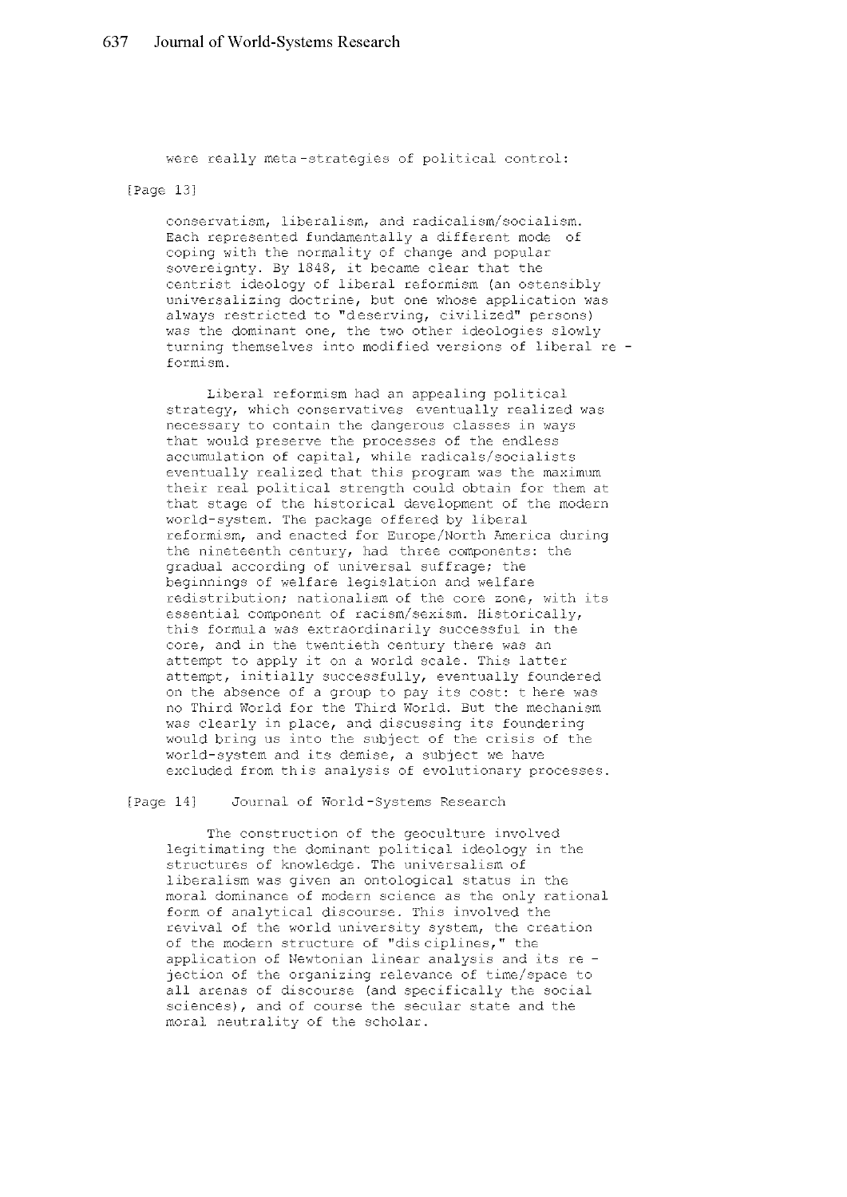were really meta-strategies of political control:

[Page 13]

conservatism, liberalism, and radicalism/socialism. Each represented fundamentally a different mode of coping with the normality of change and popular sovereignty. By 1848, it became clear that the centrist ideology of liberal reformism (an ostensibly universalizing doctrine, but one whose application was always restricted to "deserving, civilized" persons) was the dominant one, the two other ideologies slowly turning themselves into modified versions of liberal reformism.

Liberal reformism had an appealing political strategy, which conservatives eventually realized was necessary to contain the dangerous classes in ways that would preserve the processes of the endless accumulation of capital, while radicals/socialists eventually realized that this program was the maximum their real political strength could obtain for them at that stage of the historical development of the modern world-system. The package offered by liberal reformism, and enacted for Europe/North America during the nineteenth century, had three components: the gradual according of universal suffrage; the beginnings of welfare legislation and welfare redistribution; nationalism of the core zone, with its essential component of racism/sexism. Historically, this formula was extraordinarily successful in the core, and in the twentieth century there was an attempt to apply it on a world scale. This latter attempt, initially successfully, eventually foundered on the absence of a group to pay its cost: there was no Third World for the Third World. But the mechanism was clearly in place, and discussing its foundering would bring us into the subject of the crisis of the world-system and its demise, a subject we have excluded from this analysis of evolutionary processes.

[Page 14]

The construction of the geoculture involved legitimating the dominant political ideology in the structures of knowledge. The universalism of liberalism was given an ontological status in the moral dominance of modern science as the only rational form of analytical discourse. This involved the revival of the world university system, the creation of the modern structure of "disciplines," the application of Newtonian linear analysis and its rejection of the organizing relevance of time/space to all arenas of discourse (and specifically the social sciences), and of course the secular state and the moral neutrality of the scholar.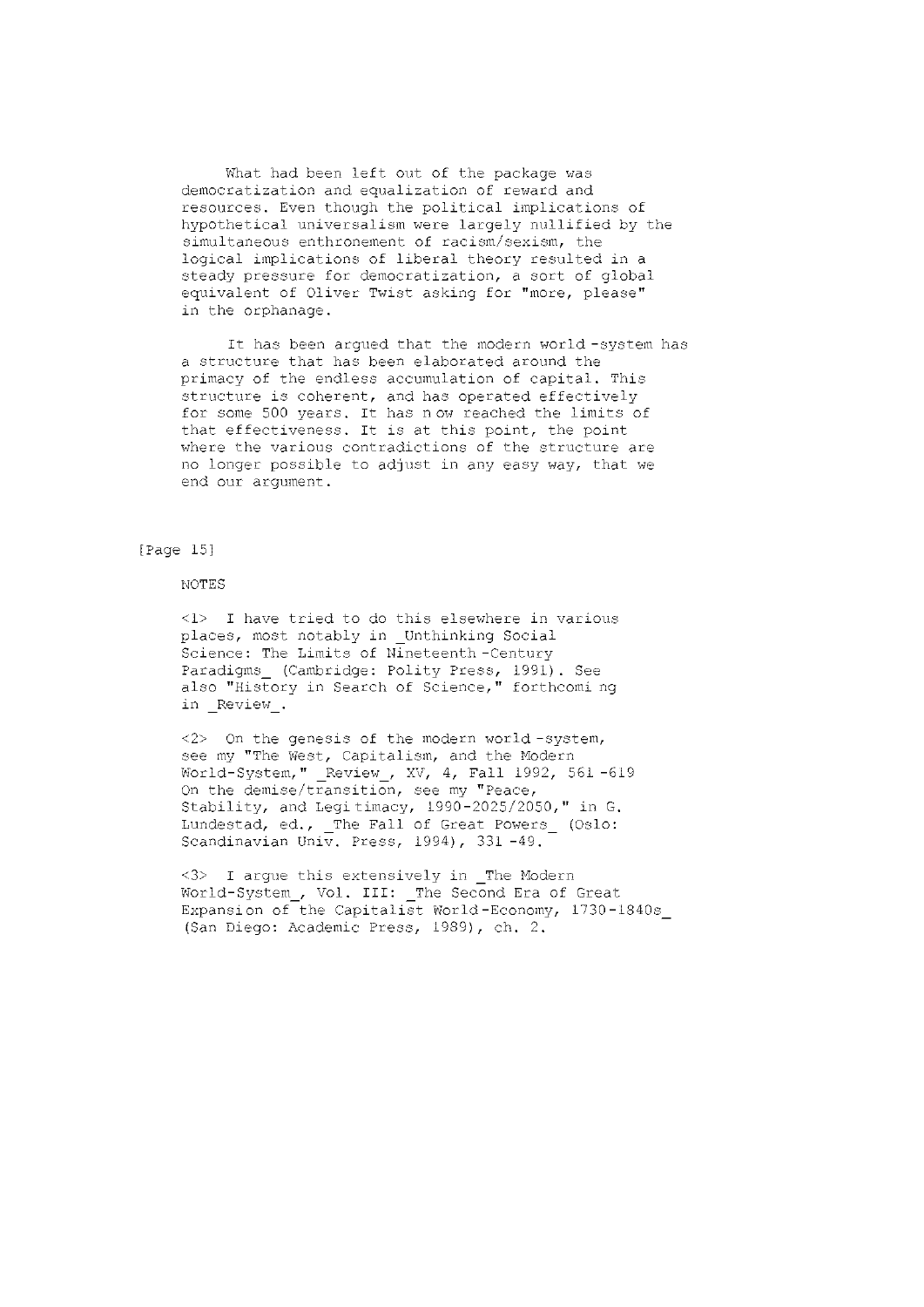What had been left out of the package was democratization and equalization of reward and resources. Even though the political implications of hypothetical universalism were largely nullified by the simultaneous enthronement of racism/sexism, the logical implications of liberal theory resulted in a steady pressure for democratization, a sort of global equivalent of Oliver Twist asking for "more, please" in the orphanage.

It has been argued that the modern world-system has a structure that has been elaborated around the primacy of the endless accumulation of capital. This structure is coherent, and has operated effectively for some 500 years. It has now reached the limits of that effectiveness. It is at this point, the point where the various contradictions of the structure are no longer possible to adjust in any easy way, that we end our argument.

## NOTES

<1> I have tried to do this elsewhere in various places, most notably in _Unthinking Social Science: The Limits of Nineteenth-Century Paradigms_ (Cambridge: Polity Press, 1991). See also "History in Search of Science," forthcoming in _Review_.

<2> On the genesis of the modern world-system, see my "The West, Capitalism, and the Modern World-System," _Review_, XV, 4, Fall 1992, 561-619 On the demise/transition, see my "Peace, Stability, and Legitimacy, 1990-2025/2050," in G. Lundestad, ed., _The Fall of Great Powers_ (Oslo: Scandinavian Univ. Press, 1994), 331-49.

<3> I argue this extensively in _The Modern World-System_, Vol. III: _The Second Era of Great Expansion of the Capitalist World-Economy, 1730-1840s_ (San Diego: Academic Press, 1989), ch. 2.